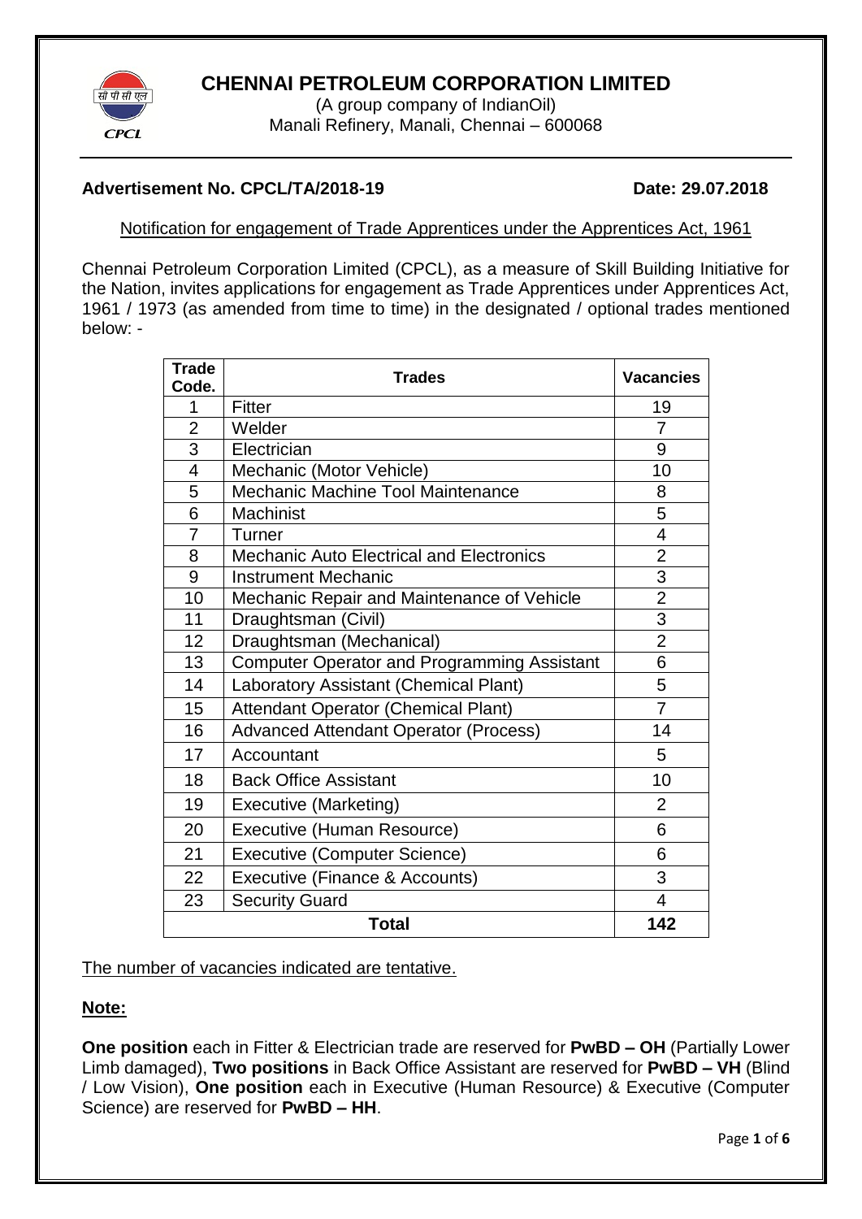# CHENNAI PETROLEUM CORPORATION LIMITED

(A group company of IndianOil)
Manali Refinery, Manali, Chennai – 600068

**Advertisement No. CPCL/TA/2018-19** **Date: 29.07.2018**

Notification for engagement of Trade Apprentices under the Apprentices Act, 1961

Chennai Petroleum Corporation Limited (CPCL), as a measure of Skill Building Initiative for the Nation, invites applications for engagement as Trade Apprentices under Apprentices Act, 1961 / 1973 (as amended from time to time) in the designated / optional trades mentioned below: -

| Trade Code. | Trades | Vacancies |
|---|---|---|
| 1 | Fitter | 19 |
| 2 | Welder | 7 |
| 3 | Electrician | 9 |
| 4 | Mechanic (Motor Vehicle) | 10 |
| 5 | Mechanic Machine Tool Maintenance | 8 |
| 6 | Machinist | 5 |
| 7 | Turner | 4 |
| 8 | Mechanic Auto Electrical and Electronics | 2 |
| 9 | Instrument Mechanic | 3 |
| 10 | Mechanic Repair and Maintenance of Vehicle | 2 |
| 11 | Draughtsman (Civil) | 3 |
| 12 | Draughtsman (Mechanical) | 2 |
| 13 | Computer Operator and Programming Assistant | 6 |
| 14 | Laboratory Assistant (Chemical Plant) | 5 |
| 15 | Attendant Operator (Chemical Plant) | 7 |
| 16 | Advanced Attendant Operator (Process) | 14 |
| 17 | Accountant | 5 |
| 18 | Back Office Assistant | 10 |
| 19 | Executive (Marketing) | 2 |
| 20 | Executive (Human Resource) | 6 |
| 21 | Executive (Computer Science) | 6 |
| 22 | Executive (Finance & Accounts) | 3 |
| 23 | Security Guard | 4 |
| **Total** | | **142** |

The number of vacancies indicated are tentative.

**Note:**

**One position** each in Fitter & Electrician trade are reserved for **PwBD – OH** (Partially Lower Limb damaged), **Two positions** in Back Office Assistant are reserved for **PwBD – VH** (Blind / Low Vision), **One position** each in Executive (Human Resource) & Executive (Computer Science) are reserved for **PwBD – HH**.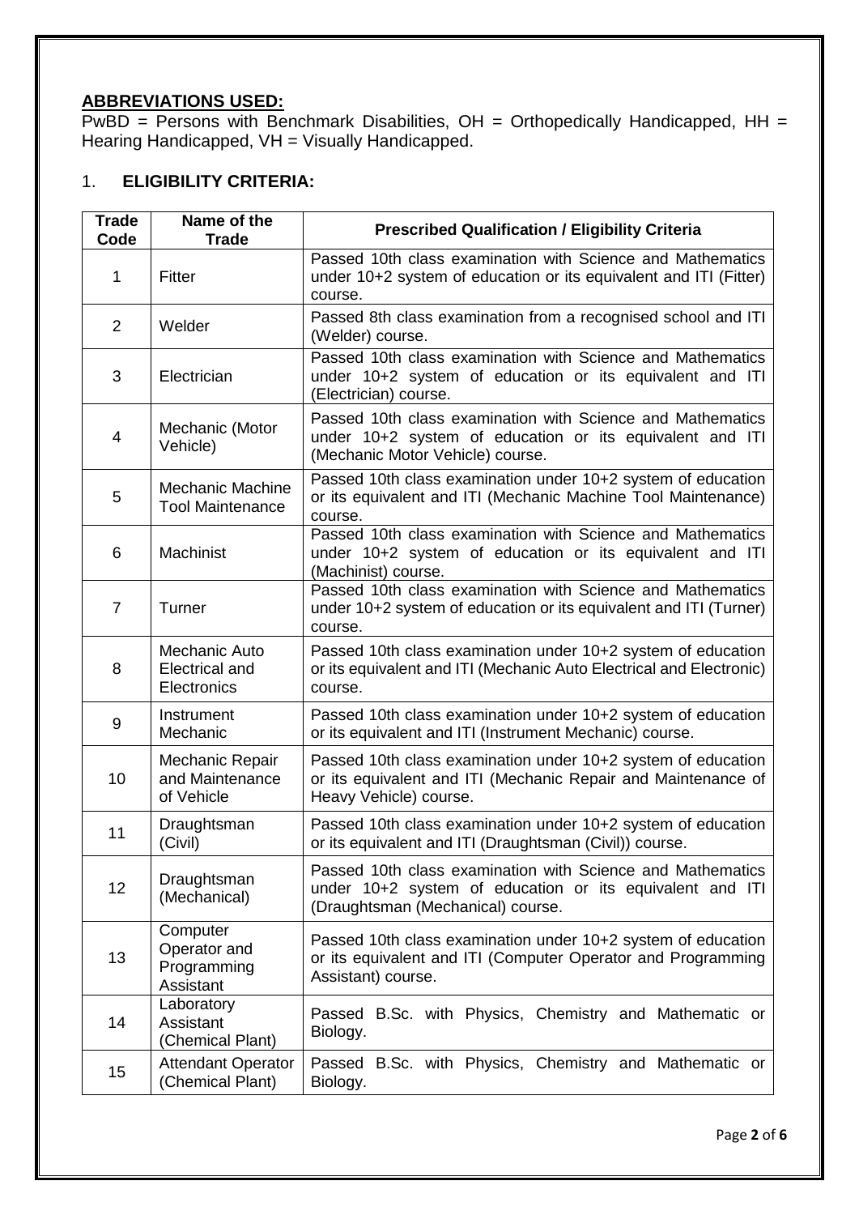**ABBREVIATIONS USED:**

PwBD = Persons with Benchmark Disabilities, OH = Orthopedically Handicapped, HH = Hearing Handicapped, VH = Visually Handicapped.

1. **ELIGIBILITY CRITERIA:**

| Trade Code | Name of the Trade | Prescribed Qualification / Eligibility Criteria |
|---|---|---|
| 1 | Fitter | Passed 10th class examination with Science and Mathematics under 10+2 system of education or its equivalent and ITI (Fitter) course. |
| 2 | Welder | Passed 8th class examination from a recognised school and ITI (Welder) course. |
| 3 | Electrician | Passed 10th class examination with Science and Mathematics under 10+2 system of education or its equivalent and ITI (Electrician) course. |
| 4 | Mechanic (Motor Vehicle) | Passed 10th class examination with Science and Mathematics under 10+2 system of education or its equivalent and ITI (Mechanic Motor Vehicle) course. |
| 5 | Mechanic Machine Tool Maintenance | Passed 10th class examination under 10+2 system of education or its equivalent and ITI (Mechanic Machine Tool Maintenance) course. |
| 6 | Machinist | Passed 10th class examination with Science and Mathematics under 10+2 system of education or its equivalent and ITI (Machinist) course. |
| 7 | Turner | Passed 10th class examination with Science and Mathematics under 10+2 system of education or its equivalent and ITI (Turner) course. |
| 8 | Mechanic Auto Electrical and Electronics | Passed 10th class examination under 10+2 system of education or its equivalent and ITI (Mechanic Auto Electrical and Electronic) course. |
| 9 | Instrument Mechanic | Passed 10th class examination under 10+2 system of education or its equivalent and ITI (Instrument Mechanic) course. |
| 10 | Mechanic Repair and Maintenance of Vehicle | Passed 10th class examination under 10+2 system of education or its equivalent and ITI (Mechanic Repair and Maintenance of Heavy Vehicle) course. |
| 11 | Draughtsman (Civil) | Passed 10th class examination under 10+2 system of education or its equivalent and ITI (Draughtsman (Civil)) course. |
| 12 | Draughtsman (Mechanical) | Passed 10th class examination with Science and Mathematics under 10+2 system of education or its equivalent and ITI (Draughtsman (Mechanical) course. |
| 13 | Computer Operator and Programming Assistant | Passed 10th class examination under 10+2 system of education or its equivalent and ITI (Computer Operator and Programming Assistant) course. |
| 14 | Laboratory Assistant (Chemical Plant) | Passed B.Sc. with Physics, Chemistry and Mathematic or Biology. |
| 15 | Attendant Operator (Chemical Plant) | Passed B.Sc. with Physics, Chemistry and Mathematic or Biology. |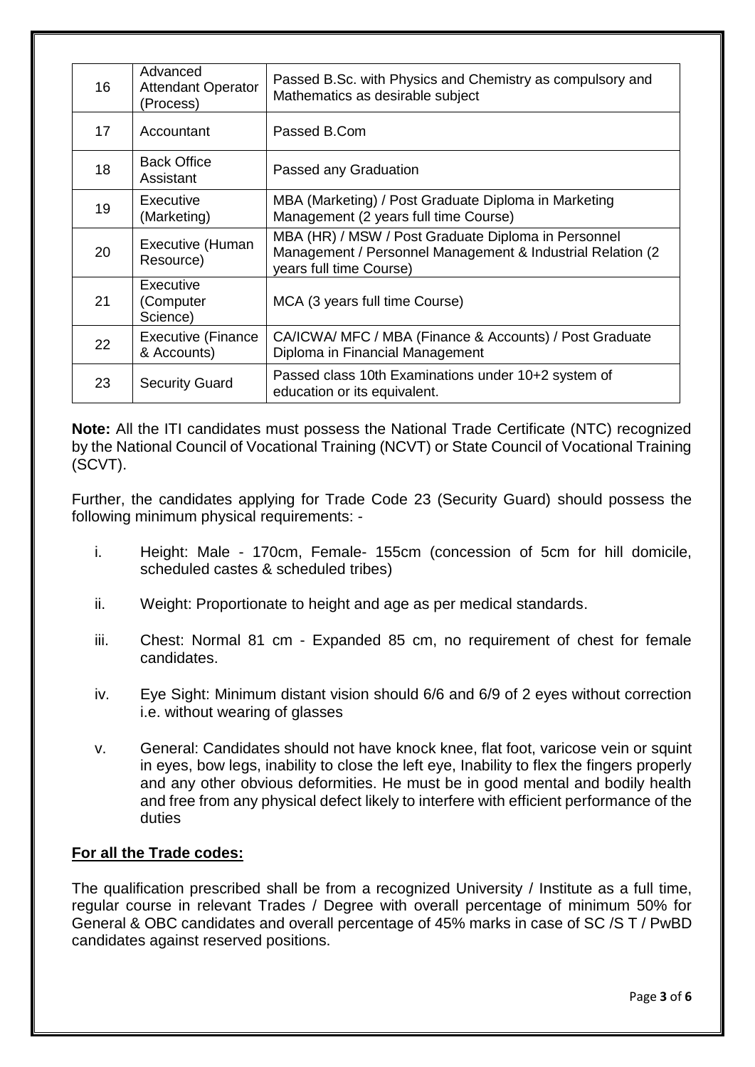| | | |
|---|---|---|
| 16 | Advanced Attendant Operator (Process) | Passed B.Sc. with Physics and Chemistry as compulsory and Mathematics as desirable subject |
| 17 | Accountant | Passed B.Com |
| 18 | Back Office Assistant | Passed any Graduation |
| 19 | Executive (Marketing) | MBA (Marketing) / Post Graduate Diploma in Marketing Management (2 years full time Course) |
| 20 | Executive (Human Resource) | MBA (HR) / MSW / Post Graduate Diploma in Personnel Management / Personnel Management & Industrial Relation (2 years full time Course) |
| 21 | Executive (Computer Science) | MCA (3 years full time Course) |
| 22 | Executive (Finance & Accounts) | CA/ICWA/ MFC / MBA (Finance & Accounts) / Post Graduate Diploma in Financial Management |
| 23 | Security Guard | Passed class 10th Examinations under 10+2 system of education or its equivalent. |

**Note:** All the ITI candidates must possess the National Trade Certificate (NTC) recognized by the National Council of Vocational Training (NCVT) or State Council of Vocational Training (SCVT).

Further, the candidates applying for Trade Code 23 (Security Guard) should possess the following minimum physical requirements: -

i. Height: Male - 170cm, Female- 155cm (concession of 5cm for hill domicile, scheduled castes & scheduled tribes)

ii. Weight: Proportionate to height and age as per medical standards.

iii. Chest: Normal 81 cm - Expanded 85 cm, no requirement of chest for female candidates.

iv. Eye Sight: Minimum distant vision should 6/6 and 6/9 of 2 eyes without correction i.e. without wearing of glasses

v. General: Candidates should not have knock knee, flat foot, varicose vein or squint in eyes, bow legs, inability to close the left eye, Inability to flex the fingers properly and any other obvious deformities. He must be in good mental and bodily health and free from any physical defect likely to interfere with efficient performance of the duties

**For all the Trade codes:**

The qualification prescribed shall be from a recognized University / Institute as a full time, regular course in relevant Trades / Degree with overall percentage of minimum 50% for General & OBC candidates and overall percentage of 45% marks in case of SC /S T / PwBD candidates against reserved positions.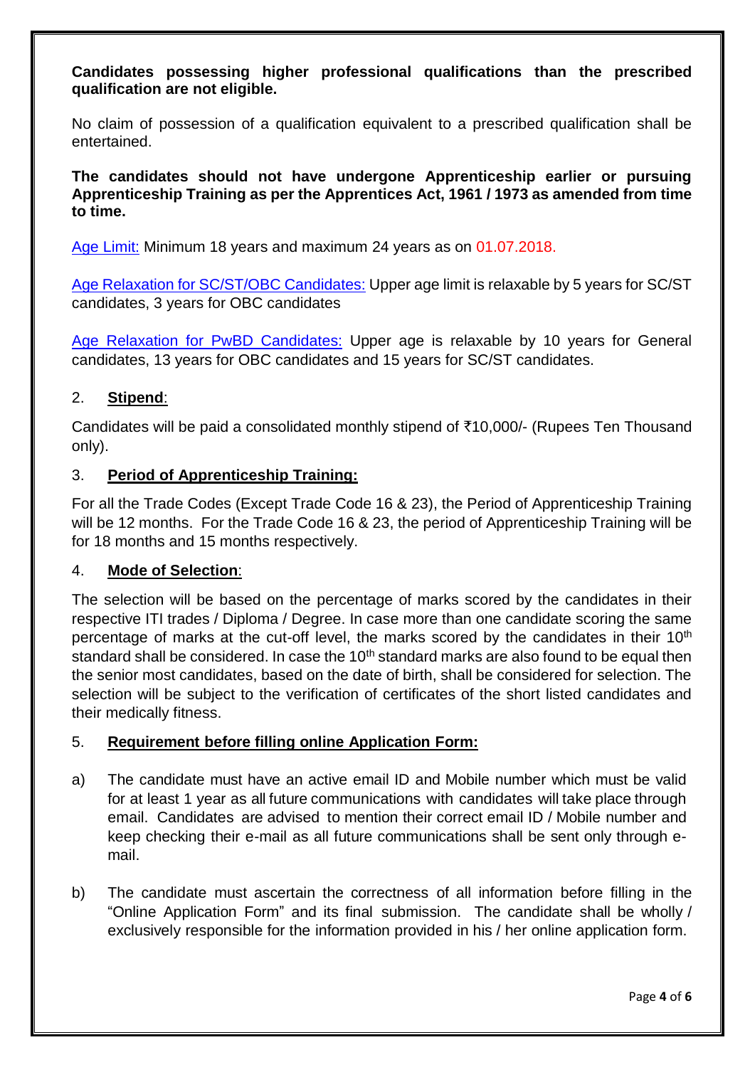**Candidates possessing higher professional qualifications than the prescribed qualification are not eligible.**

No claim of possession of a qualification equivalent to a prescribed qualification shall be entertained.

**The candidates should not have undergone Apprenticeship earlier or pursuing Apprenticeship Training as per the Apprentices Act, 1961 / 1973 as amended from time to time.**

Age Limit: Minimum 18 years and maximum 24 years as on 01.07.2018.

Age Relaxation for SC/ST/OBC Candidates: Upper age limit is relaxable by 5 years for SC/ST candidates, 3 years for OBC candidates

Age Relaxation for PwBD Candidates: Upper age is relaxable by 10 years for General candidates, 13 years for OBC candidates and 15 years for SC/ST candidates.

## 2. **Stipend**:

Candidates will be paid a consolidated monthly stipend of ₹10,000/- (Rupees Ten Thousand only).

## 3. **Period of Apprenticeship Training:**

For all the Trade Codes (Except Trade Code 16 & 23), the Period of Apprenticeship Training will be 12 months. For the Trade Code 16 & 23, the period of Apprenticeship Training will be for 18 months and 15 months respectively.

## 4. **Mode of Selection**:

The selection will be based on the percentage of marks scored by the candidates in their respective ITI trades / Diploma / Degree. In case more than one candidate scoring the same percentage of marks at the cut-off level, the marks scored by the candidates in their 10th standard shall be considered. In case the 10th standard marks are also found to be equal then the senior most candidates, based on the date of birth, shall be considered for selection. The selection will be subject to the verification of certificates of the short listed candidates and their medically fitness.

## 5. **Requirement before filling online Application Form:**

a) The candidate must have an active email ID and Mobile number which must be valid for at least 1 year as all future communications with candidates will take place through email. Candidates are advised to mention their correct email ID / Mobile number and keep checking their e-mail as all future communications shall be sent only through e-mail.

b) The candidate must ascertain the correctness of all information before filling in the "Online Application Form" and its final submission. The candidate shall be wholly / exclusively responsible for the information provided in his / her online application form.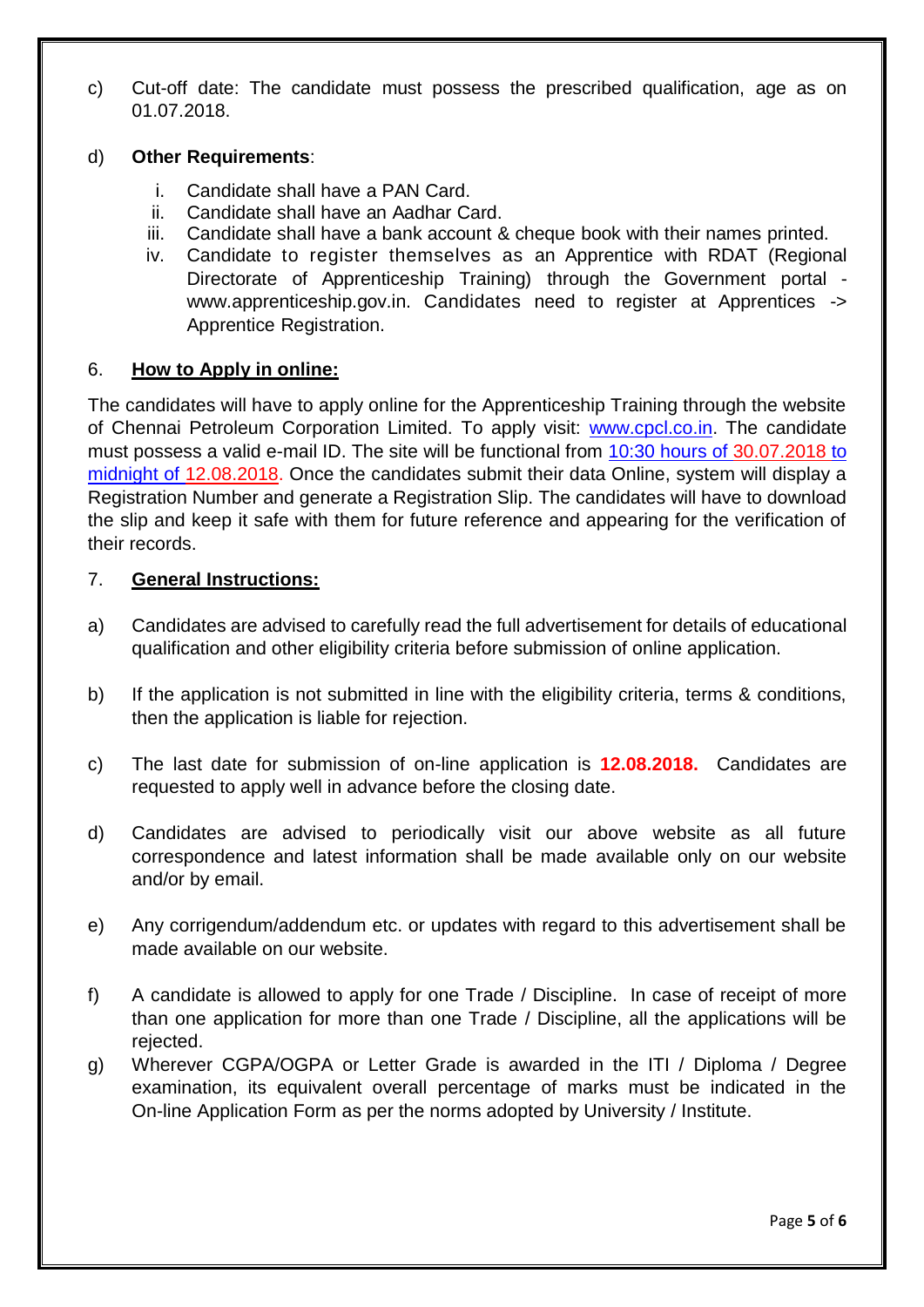c) Cut-off date: The candidate must possess the prescribed qualification, age as on 01.07.2018.

d) **Other Requirements**:

   i. Candidate shall have a PAN Card.
   ii. Candidate shall have an Aadhar Card.
   iii. Candidate shall have a bank account & cheque book with their names printed.
   iv. Candidate to register themselves as an Apprentice with RDAT (Regional Directorate of Apprenticeship Training) through the Government portal - www.apprenticeship.gov.in. Candidates need to register at Apprentices -> Apprentice Registration.

## 6. How to Apply in online:

The candidates will have to apply online for the Apprenticeship Training through the website of Chennai Petroleum Corporation Limited. To apply visit: www.cpcl.co.in. The candidate must possess a valid e-mail ID. The site will be functional from 10:30 hours of 30.07.2018 to midnight of 12.08.2018. Once the candidates submit their data Online, system will display a Registration Number and generate a Registration Slip. The candidates will have to download the slip and keep it safe with them for future reference and appearing for the verification of their records.

## 7. General Instructions:

a) Candidates are advised to carefully read the full advertisement for details of educational qualification and other eligibility criteria before submission of online application.

b) If the application is not submitted in line with the eligibility criteria, terms & conditions, then the application is liable for rejection.

c) The last date for submission of on-line application is **12.08.2018.** Candidates are requested to apply well in advance before the closing date.

d) Candidates are advised to periodically visit our above website as all future correspondence and latest information shall be made available only on our website and/or by email.

e) Any corrigendum/addendum etc. or updates with regard to this advertisement shall be made available on our website.

f) A candidate is allowed to apply for one Trade / Discipline. In case of receipt of more than one application for more than one Trade / Discipline, all the applications will be rejected.

g) Wherever CGPA/OGPA or Letter Grade is awarded in the ITI / Diploma / Degree examination, its equivalent overall percentage of marks must be indicated in the On-line Application Form as per the norms adopted by University / Institute.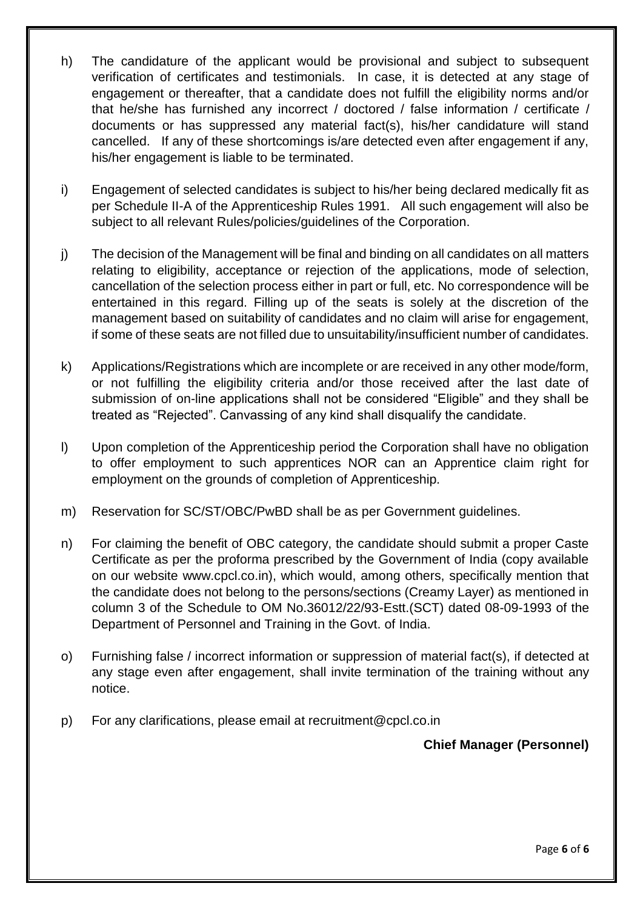h) The candidature of the applicant would be provisional and subject to subsequent verification of certificates and testimonials. In case, it is detected at any stage of engagement or thereafter, that a candidate does not fulfill the eligibility norms and/or that he/she has furnished any incorrect / doctored / false information / certificate / documents or has suppressed any material fact(s), his/her candidature will stand cancelled. If any of these shortcomings is/are detected even after engagement if any, his/her engagement is liable to be terminated.

i) Engagement of selected candidates is subject to his/her being declared medically fit as per Schedule II-A of the Apprenticeship Rules 1991. All such engagement will also be subject to all relevant Rules/policies/guidelines of the Corporation.

j) The decision of the Management will be final and binding on all candidates on all matters relating to eligibility, acceptance or rejection of the applications, mode of selection, cancellation of the selection process either in part or full, etc. No correspondence will be entertained in this regard. Filling up of the seats is solely at the discretion of the management based on suitability of candidates and no claim will arise for engagement, if some of these seats are not filled due to unsuitability/insufficient number of candidates.

k) Applications/Registrations which are incomplete or are received in any other mode/form, or not fulfilling the eligibility criteria and/or those received after the last date of submission of on-line applications shall not be considered "Eligible" and they shall be treated as "Rejected". Canvassing of any kind shall disqualify the candidate.

l) Upon completion of the Apprenticeship period the Corporation shall have no obligation to offer employment to such apprentices NOR can an Apprentice claim right for employment on the grounds of completion of Apprenticeship.

m) Reservation for SC/ST/OBC/PwBD shall be as per Government guidelines.

n) For claiming the benefit of OBC category, the candidate should submit a proper Caste Certificate as per the proforma prescribed by the Government of India (copy available on our website www.cpcl.co.in), which would, among others, specifically mention that the candidate does not belong to the persons/sections (Creamy Layer) as mentioned in column 3 of the Schedule to OM No.36012/22/93-Estt.(SCT) dated 08-09-1993 of the Department of Personnel and Training in the Govt. of India.

o) Furnishing false / incorrect information or suppression of material fact(s), if detected at any stage even after engagement, shall invite termination of the training without any notice.

p) For any clarifications, please email at recruitment@cpcl.co.in

**Chief Manager (Personnel)**